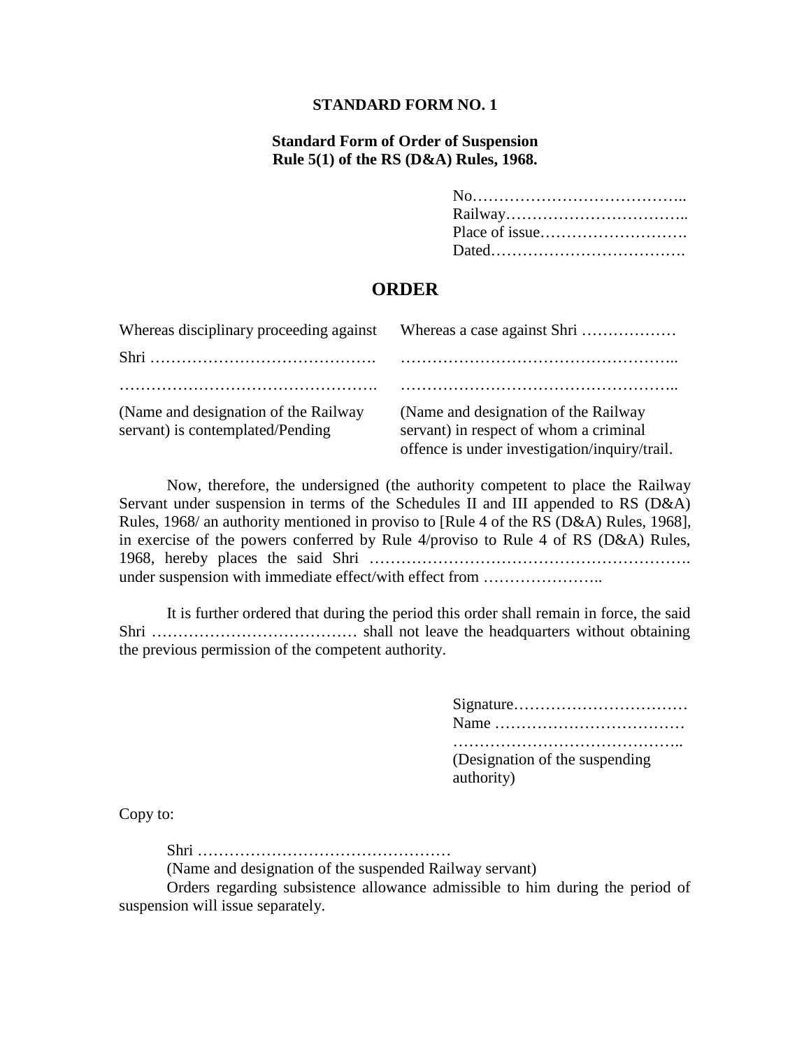**STANDARD FORM NO. 1**

**Standard Form of Order of Suspension**
**Rule 5(1) of the RS (D&A) Rules, 1968.**

No…………………………………..
Railway……………………………..
Place of issue……………………….
Dated……………………………….

## ORDER

| | |
|---|---|
| Whereas disciplinary proceeding against | Whereas a case against Shri ……………… |
| Shri ……………………………………. | …………………………………………….. |
| …………………………………………. | …………………………………………….. |
| (Name and designation of the Railway servant) is contemplated/Pending | (Name and designation of the Railway servant) in respect of whom a criminal offence is under investigation/inquiry/trail. |

Now, therefore, the undersigned (the authority competent to place the Railway Servant under suspension in terms of the Schedules II and III appended to RS (D&A) Rules, 1968/ an authority mentioned in proviso to [Rule 4 of the RS (D&A) Rules, 1968], in exercise of the powers conferred by Rule 4/proviso to Rule 4 of RS (D&A) Rules, 1968, hereby places the said Shri ……………………………………………………. under suspension with immediate effect/with effect from …………………..

It is further ordered that during the period this order shall remain in force, the said Shri ………………………………… shall not leave the headquarters without obtaining the previous permission of the competent authority.

Signature……………………………
Name ………………………………
……………………………………..
(Designation of the suspending authority)

Copy to:

Shri …………………………………………
(Name and designation of the suspended Railway servant)
Orders regarding subsistence allowance admissible to him during the period of suspension will issue separately.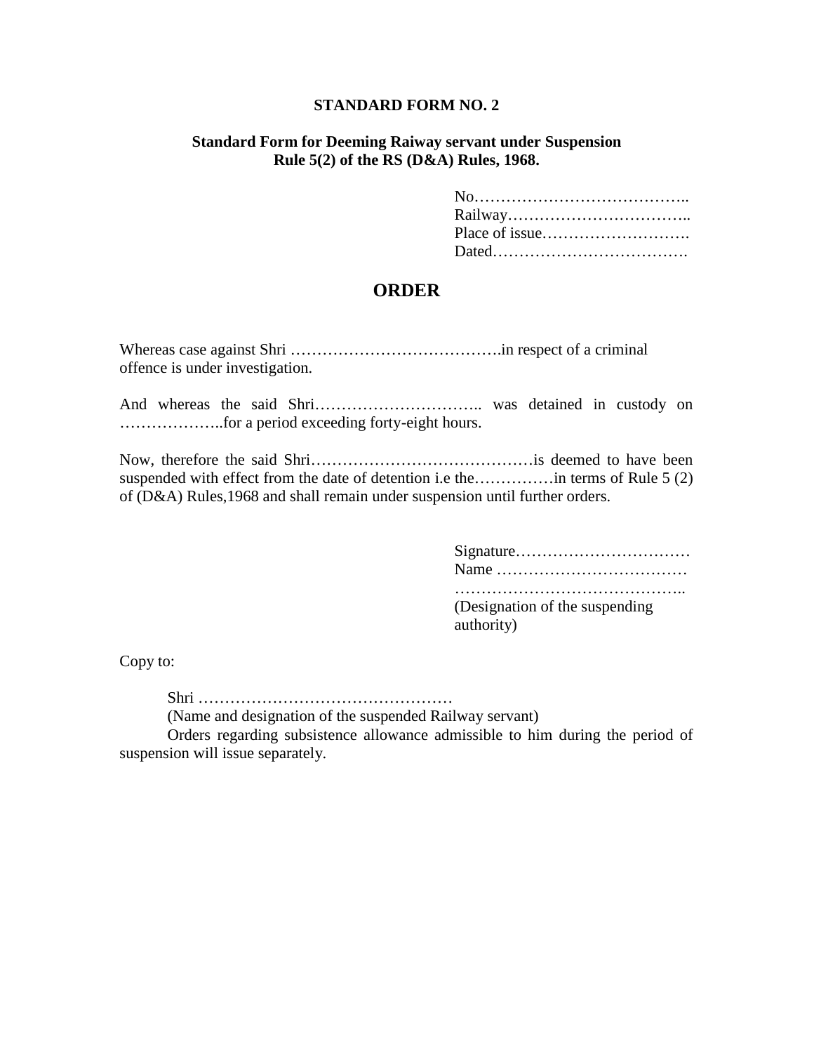**STANDARD FORM NO. 2**

**Standard Form for Deeming Raiway servant under Suspension Rule 5(2) of the RS (D&A) Rules, 1968.**

No…………………………………..
Railway……………………………..
Place of issue……………………….
Dated……………………………….

## ORDER

Whereas case against Shri ………………………………….in respect of a criminal offence is under investigation.

And whereas the said Shri………………………….. was detained in custody on ………………..for a period exceeding forty-eight hours.

Now, therefore the said Shri……………………………………is deemed to have been suspended with effect from the date of detention i.e the……………in terms of Rule 5 (2) of (D&A) Rules,1968 and shall remain under suspension until further orders.

Signature……………………………
Name ………………………………
……………………………………..
(Designation of the suspending authority)

Copy to:

Shri …………………………………………
(Name and designation of the suspended Railway servant)
Orders regarding subsistence allowance admissible to him during the period of suspension will issue separately.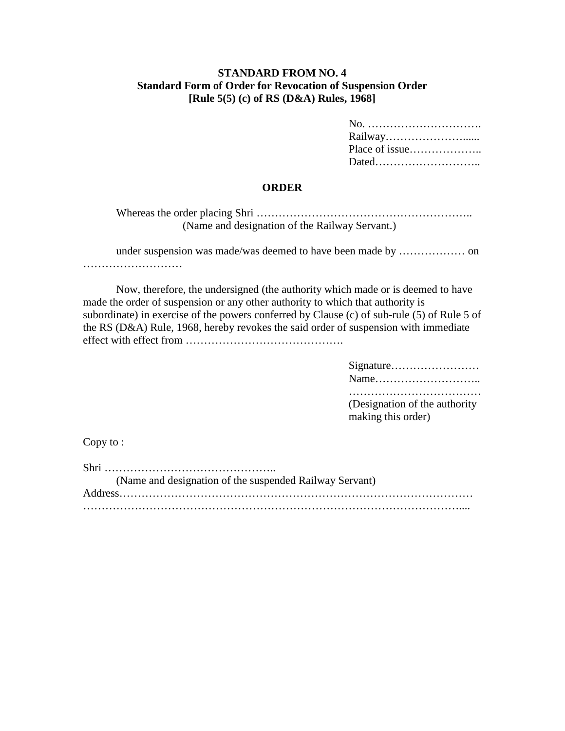**STANDARD FROM NO. 4**
**Standard Form of Order for Revocation of Suspension Order**
**[Rule 5(5) (c) of RS (D&A) Rules, 1968]**

No. ………………………….
Railway.…………………......
Place of issue………………..
Dated………………………..

**ORDER**

Whereas the order placing Shri …………………………………………………..
(Name and designation of the Railway Servant.)

under suspension was made/was deemed to have been made by ……………… on ………………………

Now, therefore, the undersigned (the authority which made or is deemed to have made the order of suspension or any other authority to which that authority is subordinate) in exercise of the powers conferred by Clause (c) of sub-rule (5) of Rule 5 of the RS (D&A) Rule, 1968, hereby revokes the said order of suspension with immediate effect with effect from …………………………………….

Signature……………………
Name………………………..
………………………………
(Designation of the authority making this order)

Copy to :

Shri ………………………………………..
(Name and designation of the suspended Railway Servant)
Address…………………………………………………………………………………
………………………………………………………………………………………....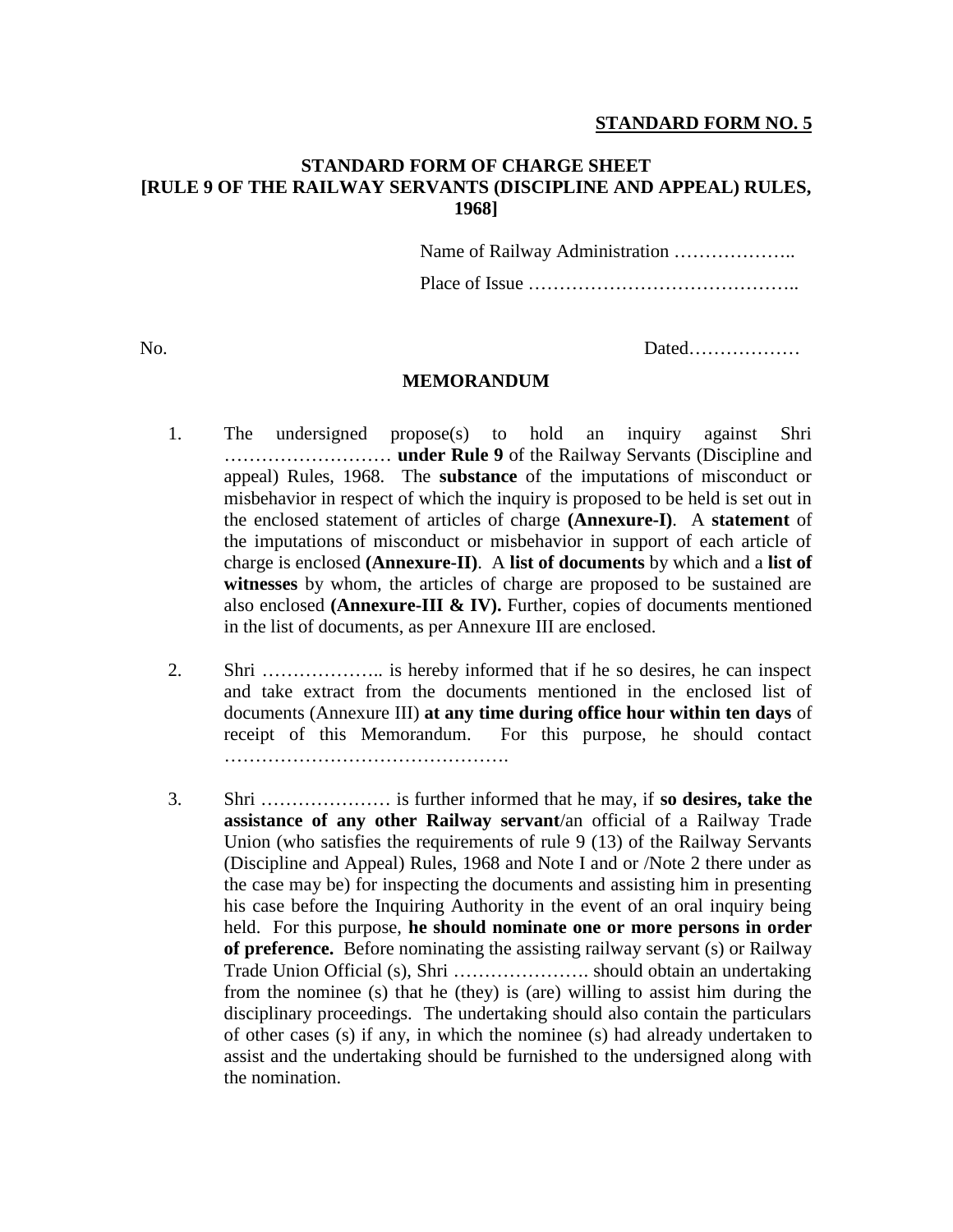**STANDARD FORM NO. 5**

**STANDARD FORM OF CHARGE SHEET**
**[RULE 9 OF THE RAILWAY SERVANTS (DISCIPLINE AND APPEAL) RULES, 1968]**

Name of Railway Administration ………………..

Place of Issue ……………………………………..

No. Dated………………

**MEMORANDUM**

1. The undersigned propose(s) to hold an inquiry against Shri ……………………… **under Rule 9** of the Railway Servants (Discipline and appeal) Rules, 1968. The **substance** of the imputations of misconduct or misbehavior in respect of which the inquiry is proposed to be held is set out in the enclosed statement of articles of charge **(Annexure-I)**. A **statement** of the imputations of misconduct or misbehavior in support of each article of charge is enclosed **(Annexure-II)**. A **list of documents** by which and a **list of witnesses** by whom, the articles of charge are proposed to be sustained are also enclosed **(Annexure-III & IV).** Further, copies of documents mentioned in the list of documents, as per Annexure III are enclosed.

2. Shri ……………….. is hereby informed that if he so desires, he can inspect and take extract from the documents mentioned in the enclosed list of documents (Annexure III) **at any time during office hour within ten days** of receipt of this Memorandum. For this purpose, he should contact ……………………………………….

3. Shri ………………… is further informed that he may, if **so desires, take the assistance of any other Railway servant**/an official of a Railway Trade Union (who satisfies the requirements of rule 9 (13) of the Railway Servants (Discipline and Appeal) Rules, 1968 and Note I and or /Note 2 there under as the case may be) for inspecting the documents and assisting him in presenting his case before the Inquiring Authority in the event of an oral inquiry being held. For this purpose, **he should nominate one or more persons in order of preference.** Before nominating the assisting railway servant (s) or Railway Trade Union Official (s), Shri …………………. should obtain an undertaking from the nominee (s) that he (they) is (are) willing to assist him during the disciplinary proceedings. The undertaking should also contain the particulars of other cases (s) if any, in which the nominee (s) had already undertaken to assist and the undertaking should be furnished to the undersigned along with the nomination.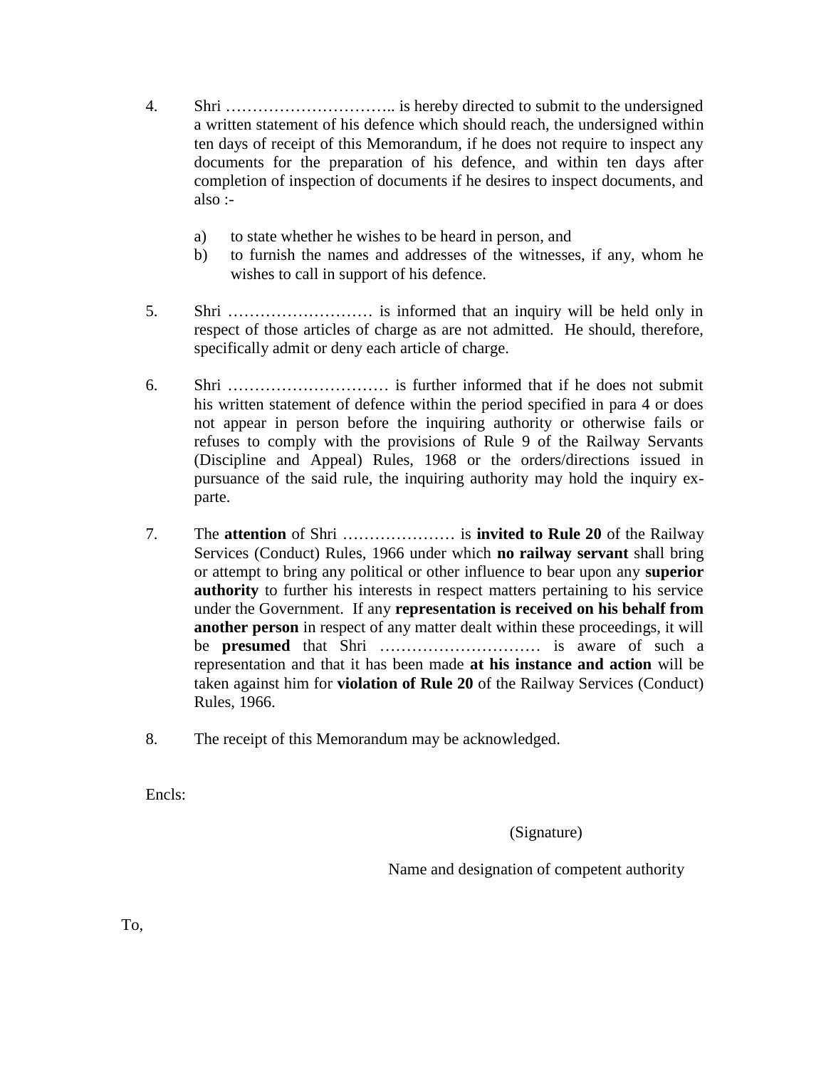4. Shri ………………………….. is hereby directed to submit to the undersigned a written statement of his defence which should reach, the undersigned within ten days of receipt of this Memorandum, if he does not require to inspect any documents for the preparation of his defence, and within ten days after completion of inspection of documents if he desires to inspect documents, and also :-

   a) to state whether he wishes to be heard in person, and
   b) to furnish the names and addresses of the witnesses, if any, whom he wishes to call in support of his defence.

5. Shri ……………………… is informed that an inquiry will be held only in respect of those articles of charge as are not admitted. He should, therefore, specifically admit or deny each article of charge.

6. Shri ………………………… is further informed that if he does not submit his written statement of defence within the period specified in para 4 or does not appear in person before the inquiring authority or otherwise fails or refuses to comply with the provisions of Rule 9 of the Railway Servants (Discipline and Appeal) Rules, 1968 or the orders/directions issued in pursuance of the said rule, the inquiring authority may hold the inquiry ex-parte.

7. The **attention** of Shri ………………… is **invited to Rule 20** of the Railway Services (Conduct) Rules, 1966 under which **no railway servant** shall bring or attempt to bring any political or other influence to bear upon any **superior authority** to further his interests in respect matters pertaining to his service under the Government. If any **representation is received on his behalf from another person** in respect of any matter dealt within these proceedings, it will be **presumed** that Shri ………………………… is aware of such a representation and that it has been made **at his instance and action** will be taken against him for **violation of Rule 20** of the Railway Services (Conduct) Rules, 1966.

8. The receipt of this Memorandum may be acknowledged.

Encls:

(Signature)

Name and designation of competent authority

To,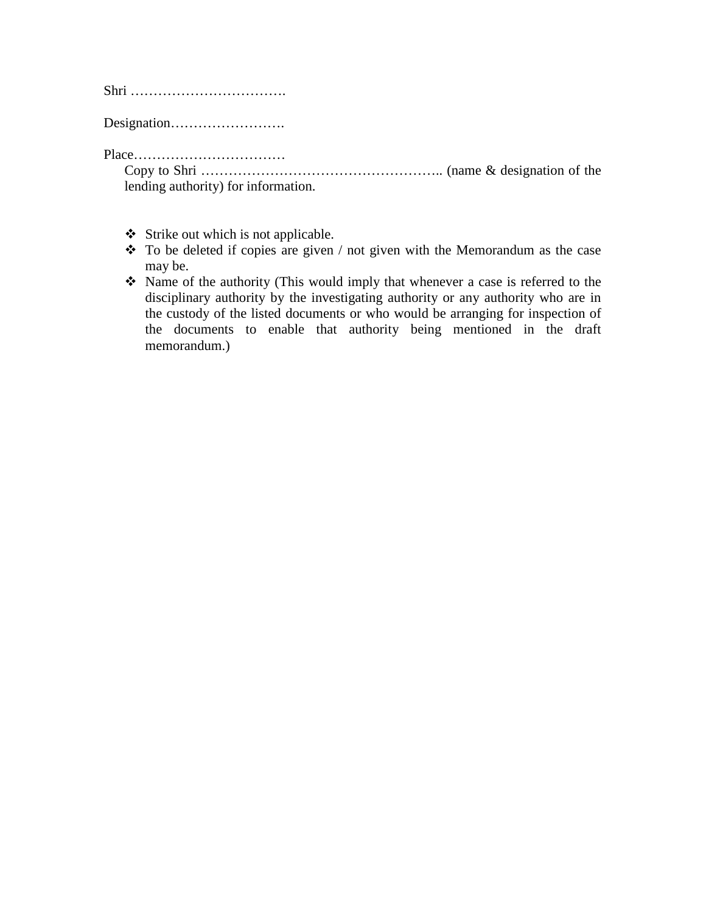Shri …………………………….

Designation…………………….

Place……………………………

Copy to Shri …………………………………………….. (name & designation of the lending authority) for information.

- ❖ Strike out which is not applicable.
- ❖ To be deleted if copies are given / not given with the Memorandum as the case may be.
- ❖ Name of the authority (This would imply that whenever a case is referred to the disciplinary authority by the investigating authority or any authority who are in the custody of the listed documents or who would be arranging for inspection of the documents to enable that authority being mentioned in the draft memorandum.)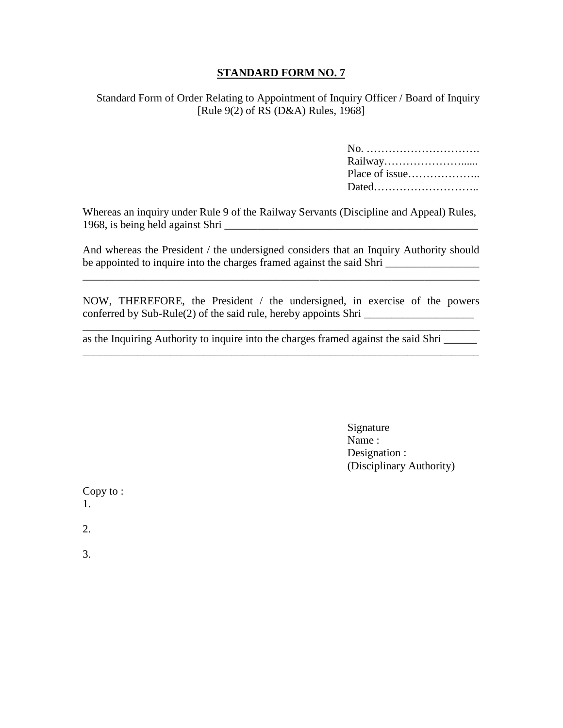**STANDARD FORM NO. 7**

Standard Form of Order Relating to Appointment of Inquiry Officer / Board of Inquiry
[Rule 9(2) of RS (D&A) Rules, 1968]

No. ………………………….
Railway…………………......
Place of issue………………..
Dated………………………..

Whereas an inquiry under Rule 9 of the Railway Servants (Discipline and Appeal) Rules, 1968, is being held against Shri _______________________________________________

And whereas the President / the undersigned considers that an Inquiry Authority should be appointed to inquire into the charges framed against the said Shri ________________
__________________________________________________________________________

NOW, THEREFORE, the President / the undersigned, in exercise of the powers conferred by Sub-Rule(2) of the said rule, hereby appoints Shri ___________________
__________________________________________________________________________
as the Inquiring Authority to inquire into the charges framed against the said Shri ______
__________________________________________________________________________

Signature
Name :
Designation :
(Disciplinary Authority)

Copy to :
1.

2.

3.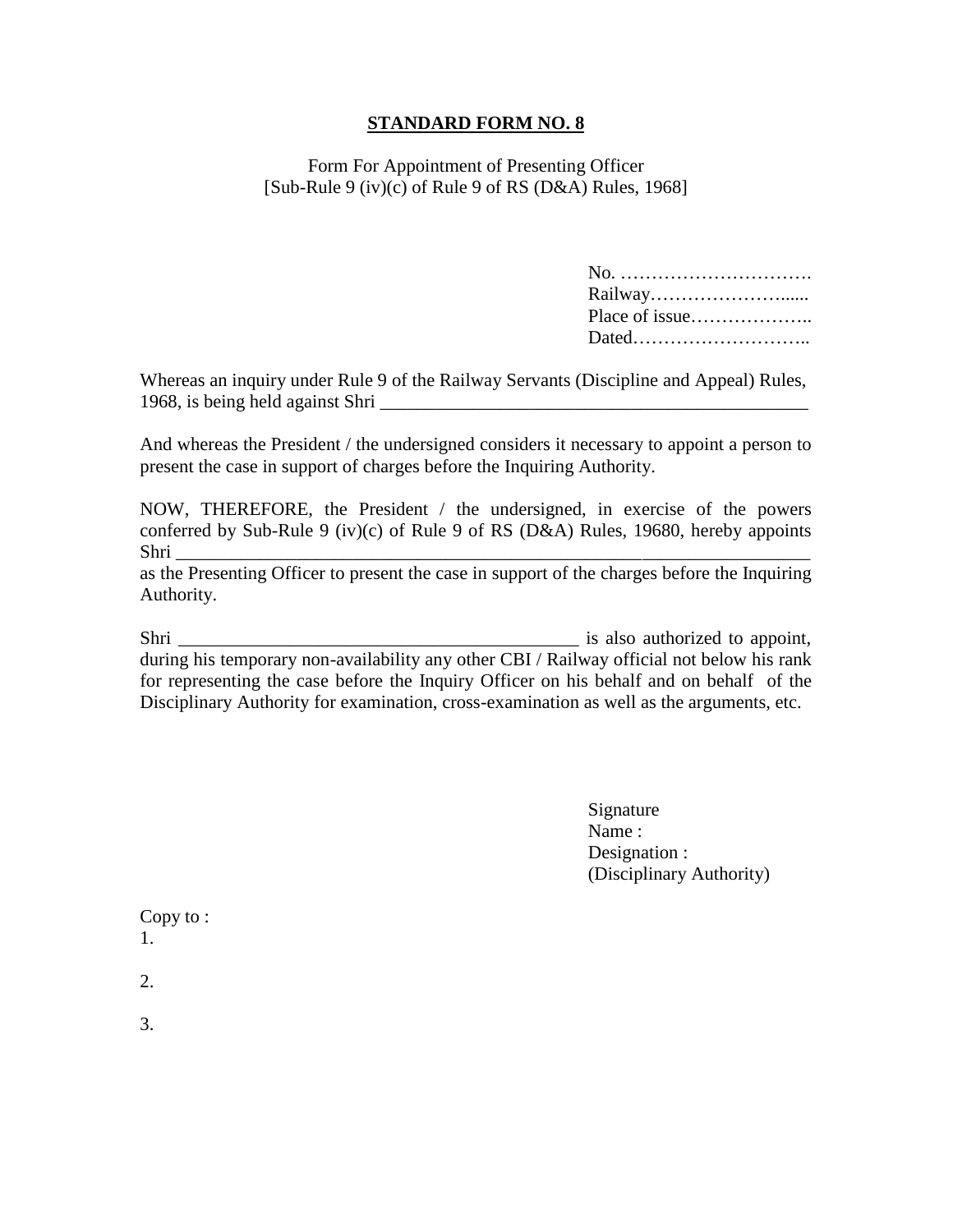**STANDARD FORM NO. 8**

Form For Appointment of Presenting Officer
[Sub-Rule 9 (iv)(c) of Rule 9 of RS (D&A) Rules, 1968]

No. ………………………….
Railway…………………......
Place of issue………………..
Dated………………………..

Whereas an inquiry under Rule 9 of the Railway Servants (Discipline and Appeal) Rules, 1968, is being held against Shri _______________________________________________

And whereas the President / the undersigned considers it necessary to appoint a person to present the case in support of charges before the Inquiring Authority.

NOW, THEREFORE, the President / the undersigned, in exercise of the powers conferred by Sub-Rule 9 (iv)(c) of Rule 9 of RS (D&A) Rules, 19680, hereby appoints Shri ___________________________________________________________________
as the Presenting Officer to present the case in support of the charges before the Inquiring Authority.

Shri ____________________________________________ is also authorized to appoint, during his temporary non-availability any other CBI / Railway official not below his rank for representing the case before the Inquiry Officer on his behalf and on behalf of the Disciplinary Authority for examination, cross-examination as well as the arguments, etc.

Signature
Name :
Designation :
(Disciplinary Authority)

Copy to :
1.

2.

3.